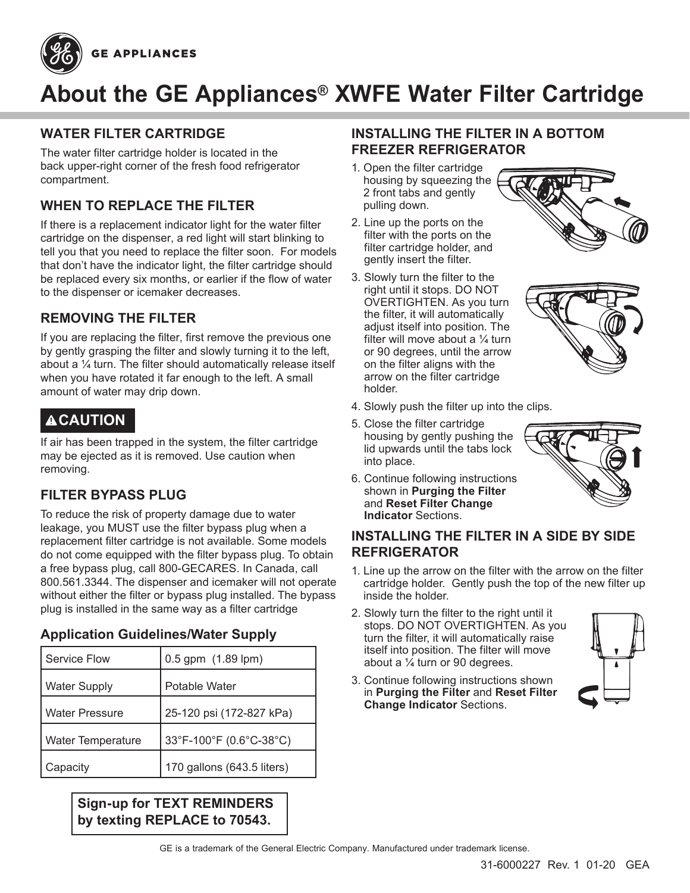# About the GE Appliances® XWFE Water Filter Cartridge

## WATER FILTER CARTRIDGE

The water filter cartridge holder is located in the back upper-right corner of the fresh food refrigerator compartment.

## WHEN TO REPLACE THE FILTER

If there is a replacement indicator light for the water filter cartridge on the dispenser, a red light will start blinking to tell you that you need to replace the filter soon. For models that don't have the indicator light, the filter cartridge should be replaced every six months, or earlier if the flow of water to the dispenser or icemaker decreases.

## REMOVING THE FILTER

If you are replacing the filter, first remove the previous one by gently grasping the filter and slowly turning it to the left, about a ¼ turn. The filter should automatically release itself when you have rotated it far enough to the left. A small amount of water may drip down.

**⚠CAUTION**

If air has been trapped in the system, the filter cartridge may be ejected as it is removed. Use caution when removing.

## FILTER BYPASS PLUG

To reduce the risk of property damage due to water leakage, you MUST use the filter bypass plug when a replacement filter cartridge is not available. Some models do not come equipped with the filter bypass plug. To obtain a free bypass plug, call 800-GECARES. In Canada, call 800.561.3344. The dispenser and icemaker will not operate without either the filter or bypass plug installed. The bypass plug is installed in the same way as a filter cartridge

### Application Guidelines/Water Supply

| Service Flow | 0.5 gpm (1.89 lpm) |
|---|---|
| Water Supply | Potable Water |
| Water Pressure | 25-120 psi (172-827 kPa) |
| Water Temperature | 33°F-100°F (0.6°C-38°C) |
| Capacity | 170 gallons (643.5 liters) |

**Sign-up for TEXT REMINDERS by texting REPLACE to 70543.**

## INSTALLING THE FILTER IN A BOTTOM FREEZER REFRIGERATOR

1. Open the filter cartridge housing by squeezing the 2 front tabs and gently pulling down.
2. Line up the ports on the filter with the ports on the filter cartridge holder, and gently insert the filter.
3. Slowly turn the filter to the right until it stops. DO NOT OVERTIGHTEN. As you turn the filter, it will automatically adjust itself into position. The filter will move about a ¼ turn or 90 degrees, until the arrow on the filter aligns with the arrow on the filter cartridge holder.
4. Slowly push the filter up into the clips.
5. Close the filter cartridge housing by gently pushing the lid upwards until the tabs lock into place.
6. Continue following instructions shown in **Purging the Filter** and **Reset Filter Change Indicator** Sections.

## INSTALLING THE FILTER IN A SIDE BY SIDE REFRIGERATOR

1. Line up the arrow on the filter with the arrow on the filter cartridge holder. Gently push the top of the new filter up inside the holder.
2. Slowly turn the filter to the right until it stops. DO NOT OVERTIGHTEN. As you turn the filter, it will automatically raise itself into position. The filter will move about a ¼ turn or 90 degrees.
3. Continue following instructions shown in **Purging the Filter** and **Reset Filter Change Indicator** Sections.

GE is a trademark of the General Electric Company. Manufactured under trademark license.

31-6000227 Rev. 1 01-20 GEA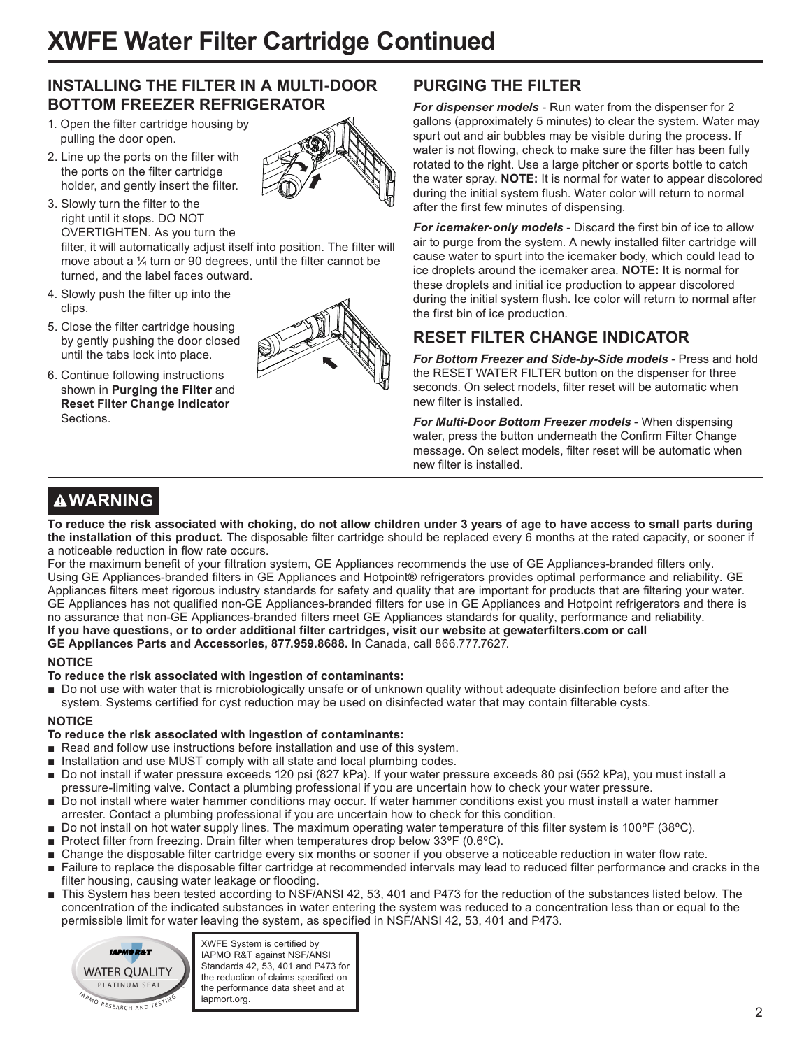# XWFE Water Filter Cartridge Continued

## INSTALLING THE FILTER IN A MULTI-DOOR BOTTOM FREEZER REFRIGERATOR

1. Open the filter cartridge housing by pulling the door open.
2. Line up the ports on the filter with the ports on the filter cartridge holder, and gently insert the filter.
3. Slowly turn the filter to the right until it stops. DO NOT OVERTIGHTEN. As you turn the filter, it will automatically adjust itself into position. The filter will move about a ¼ turn or 90 degrees, until the filter cannot be turned, and the label faces outward.
4. Slowly push the filter up into the clips.
5. Close the filter cartridge housing by gently pushing the door closed until the tabs lock into place.
6. Continue following instructions shown in **Purging the Filter** and **Reset Filter Change Indicator** Sections.

## PURGING THE FILTER

***For dispenser models*** - Run water from the dispenser for 2 gallons (approximately 5 minutes) to clear the system. Water may spurt out and air bubbles may be visible during the process. If water is not flowing, check to make sure the filter has been fully rotated to the right. Use a large pitcher or sports bottle to catch the water spray. **NOTE:** It is normal for water to appear discolored during the initial system flush. Water color will return to normal after the first few minutes of dispensing.

***For icemaker-only models*** - Discard the first bin of ice to allow air to purge from the system. A newly installed filter cartridge will cause water to spurt into the icemaker body, which could lead to ice droplets around the icemaker area. **NOTE:** It is normal for these droplets and initial ice production to appear discolored during the initial system flush. Ice color will return to normal after the first bin of ice production.

## RESET FILTER CHANGE INDICATOR

***For Bottom Freezer and Side-by-Side models*** - Press and hold the RESET WATER FILTER button on the dispenser for three seconds. On select models, filter reset will be automatic when new filter is installed.

***For Multi-Door Bottom Freezer models*** - When dispensing water, press the button underneath the Confirm Filter Change message. On select models, filter reset will be automatic when new filter is installed.

## ⚠WARNING

**To reduce the risk associated with choking, do not allow children under 3 years of age to have access to small parts during the installation of this product.** The disposable filter cartridge should be replaced every 6 months at the rated capacity, or sooner if a noticeable reduction in flow rate occurs.

For the maximum benefit of your filtration system, GE Appliances recommends the use of GE Appliances-branded filters only. Using GE Appliances-branded filters in GE Appliances and Hotpoint® refrigerators provides optimal performance and reliability. GE Appliances filters meet rigorous industry standards for safety and quality that are important for products that are filtering your water. GE Appliances has not qualified non-GE Appliances-branded filters for use in GE Appliances and Hotpoint refrigerators and there is no assurance that non-GE Appliances-branded filters meet GE Appliances standards for quality, performance and reliability.

**If you have questions, or to order additional filter cartridges, visit our website at gewaterfilters.com or call GE Appliances Parts and Accessories, 877.959.8688.** In Canada, call 866.777.7627.

**NOTICE**

**To reduce the risk associated with ingestion of contaminants:**

- Do not use with water that is microbiologically unsafe or of unknown quality without adequate disinfection before and after the system. Systems certified for cyst reduction may be used on disinfected water that may contain filterable cysts.

**NOTICE**

**To reduce the risk associated with ingestion of contaminants:**

- Read and follow use instructions before installation and use of this system.
- Installation and use MUST comply with all state and local plumbing codes.
- Do not install if water pressure exceeds 120 psi (827 kPa). If your water pressure exceeds 80 psi (552 kPa), you must install a pressure-limiting valve. Contact a plumbing professional if you are uncertain how to check your water pressure.
- Do not install where water hammer conditions may occur. If water hammer conditions exist you must install a water hammer arrester. Contact a plumbing professional if you are uncertain how to check for this condition.
- Do not install on hot water supply lines. The maximum operating water temperature of this filter system is 100ºF (38ºC).
- Protect filter from freezing. Drain filter when temperatures drop below 33ºF (0.6ºC).
- Change the disposable filter cartridge every six months or sooner if you observe a noticeable reduction in water flow rate.
- Failure to replace the disposable filter cartridge at recommended intervals may lead to reduced filter performance and cracks in the filter housing, causing water leakage or flooding.
- This System has been tested according to NSF/ANSI 42, 53, 401 and P473 for the reduction of the substances listed below. The concentration of the indicated substances in water entering the system was reduced to a concentration less than or equal to the permissible limit for water leaving the system, as specified in NSF/ANSI 42, 53, 401 and P473.

IAPMO R&T WATER QUALITY PLATINUM SEAL IAPMO RESEARCH AND TESTING

XWFE System is certified by IAPMO R&T against NSF/ANSI Standards 42, 53, 401 and P473 for the reduction of claims specified on the performance data sheet and at iapmort.org.